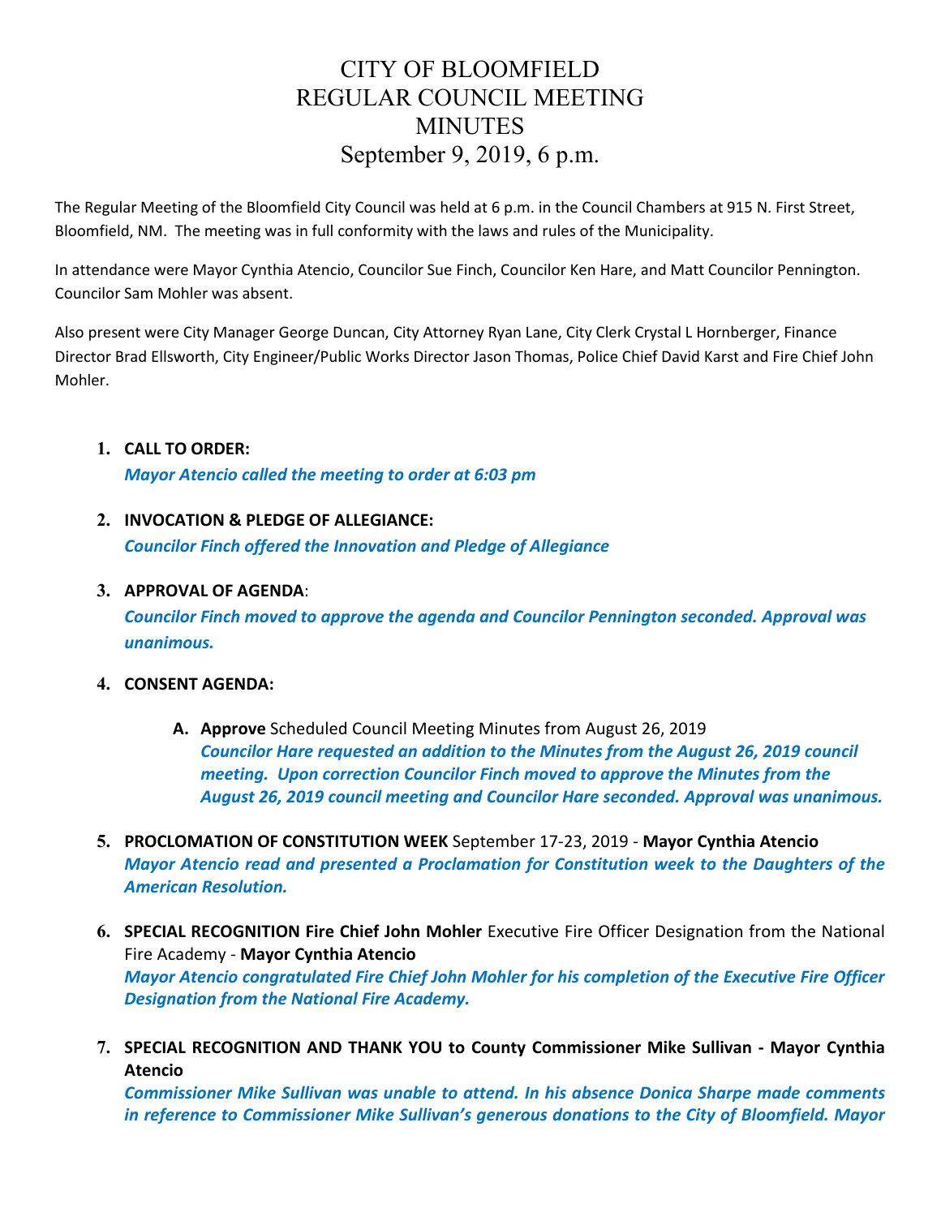# CITY OF BLOOMFIELD
# REGULAR COUNCIL MEETING
# MINUTES
## September 9, 2019, 6 p.m.

The Regular Meeting of the Bloomfield City Council was held at 6 p.m. in the Council Chambers at 915 N. First Street, Bloomfield, NM. The meeting was in full conformity with the laws and rules of the Municipality.

In attendance were Mayor Cynthia Atencio, Councilor Sue Finch, Councilor Ken Hare, and Matt Councilor Pennington. Councilor Sam Mohler was absent.

Also present were City Manager George Duncan, City Attorney Ryan Lane, City Clerk Crystal L Hornberger, Finance Director Brad Ellsworth, City Engineer/Public Works Director Jason Thomas, Police Chief David Karst and Fire Chief John Mohler.

1. **CALL TO ORDER:**
   ***Mayor Atencio called the meeting to order at 6:03 pm***

2. **INVOCATION & PLEDGE OF ALLEGIANCE:**
   ***Councilor Finch offered the Innovation and Pledge of Allegiance***

3. **APPROVAL OF AGENDA**:
   ***Councilor Finch moved to approve the agenda and Councilor Pennington seconded. Approval was unanimous.***

4. **CONSENT AGENDA:**

   A. **Approve** Scheduled Council Meeting Minutes from August 26, 2019
      ***Councilor Hare requested an addition to the Minutes from the August 26, 2019 council meeting. Upon correction Councilor Finch moved to approve the Minutes from the August 26, 2019 council meeting and Councilor Hare seconded. Approval was unanimous.***

5. **PROCLOMATION OF CONSTITUTION WEEK** September 17-23, 2019 - **Mayor Cynthia Atencio**
   ***Mayor Atencio read and presented a Proclamation for Constitution week to the Daughters of the American Resolution.***

6. **SPECIAL RECOGNITION Fire Chief John Mohler** Executive Fire Officer Designation from the National Fire Academy - **Mayor Cynthia Atencio**
   ***Mayor Atencio congratulated Fire Chief John Mohler for his completion of the Executive Fire Officer Designation from the National Fire Academy.***

7. **SPECIAL RECOGNITION AND THANK YOU to County Commissioner Mike Sullivan - Mayor Cynthia Atencio**
   ***Commissioner Mike Sullivan was unable to attend. In his absence Donica Sharpe made comments in reference to Commissioner Mike Sullivan's generous donations to the City of Bloomfield. Mayor***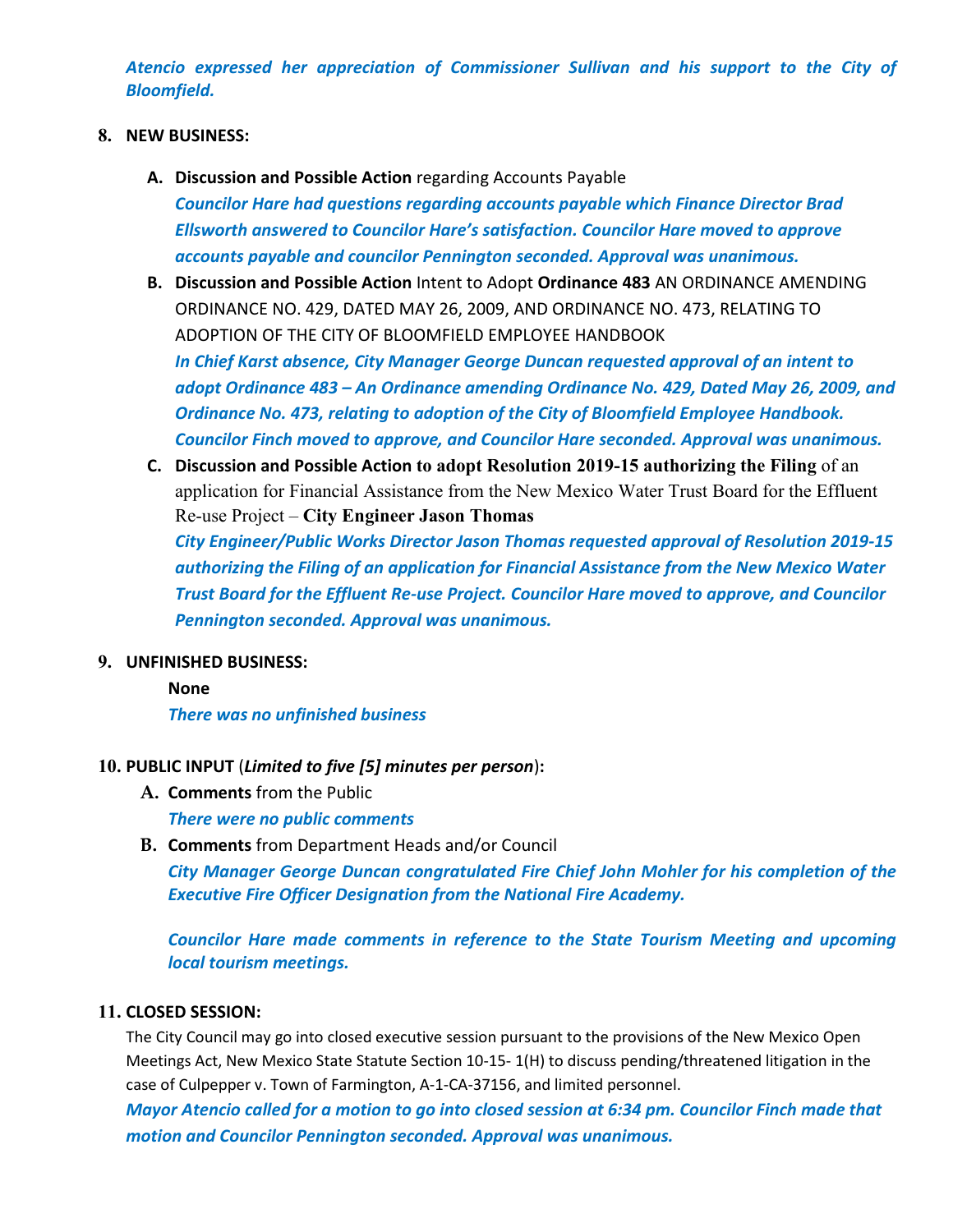*Atencio expressed her appreciation of Commissioner Sullivan and his support to the City of Bloomfield.*

**8. NEW BUSINESS:**

**A. Discussion and Possible Action** regarding Accounts Payable

*Councilor Hare had questions regarding accounts payable which Finance Director Brad Ellsworth answered to Councilor Hare's satisfaction. Councilor Hare moved to approve accounts payable and councilor Pennington seconded. Approval was unanimous.*

**B. Discussion and Possible Action** Intent to Adopt **Ordinance 483** AN ORDINANCE AMENDING ORDINANCE NO. 429, DATED MAY 26, 2009, AND ORDINANCE NO. 473, RELATING TO ADOPTION OF THE CITY OF BLOOMFIELD EMPLOYEE HANDBOOK

*In Chief Karst absence, City Manager George Duncan requested approval of an intent to adopt Ordinance 483 – An Ordinance amending Ordinance No. 429, Dated May 26, 2009, and Ordinance No. 473, relating to adoption of the City of Bloomfield Employee Handbook. Councilor Finch moved to approve, and Councilor Hare seconded. Approval was unanimous.*

**C. Discussion and Possible Action to adopt Resolution 2019-15 authorizing the Filing** of an application for Financial Assistance from the New Mexico Water Trust Board for the Effluent Re-use Project – **City Engineer Jason Thomas**

*City Engineer/Public Works Director Jason Thomas requested approval of Resolution 2019-15 authorizing the Filing of an application for Financial Assistance from the New Mexico Water Trust Board for the Effluent Re-use Project. Councilor Hare moved to approve, and Councilor Pennington seconded. Approval was unanimous.*

**9. UNFINISHED BUSINESS:**

**None**

*There was no unfinished business*

**10. PUBLIC INPUT** (***Limited to five [5] minutes per person***)**:**

**A. Comments** from the Public

*There were no public comments*

**B. Comments** from Department Heads and/or Council

*City Manager George Duncan congratulated Fire Chief John Mohler for his completion of the Executive Fire Officer Designation from the National Fire Academy.*

*Councilor Hare made comments in reference to the State Tourism Meeting and upcoming local tourism meetings.*

**11. CLOSED SESSION:**

The City Council may go into closed executive session pursuant to the provisions of the New Mexico Open Meetings Act, New Mexico State Statute Section 10-15- 1(H) to discuss pending/threatened litigation in the case of Culpepper v. Town of Farmington, A-1-CA-37156, and limited personnel.

*Mayor Atencio called for a motion to go into closed session at 6:34 pm. Councilor Finch made that motion and Councilor Pennington seconded. Approval was unanimous.*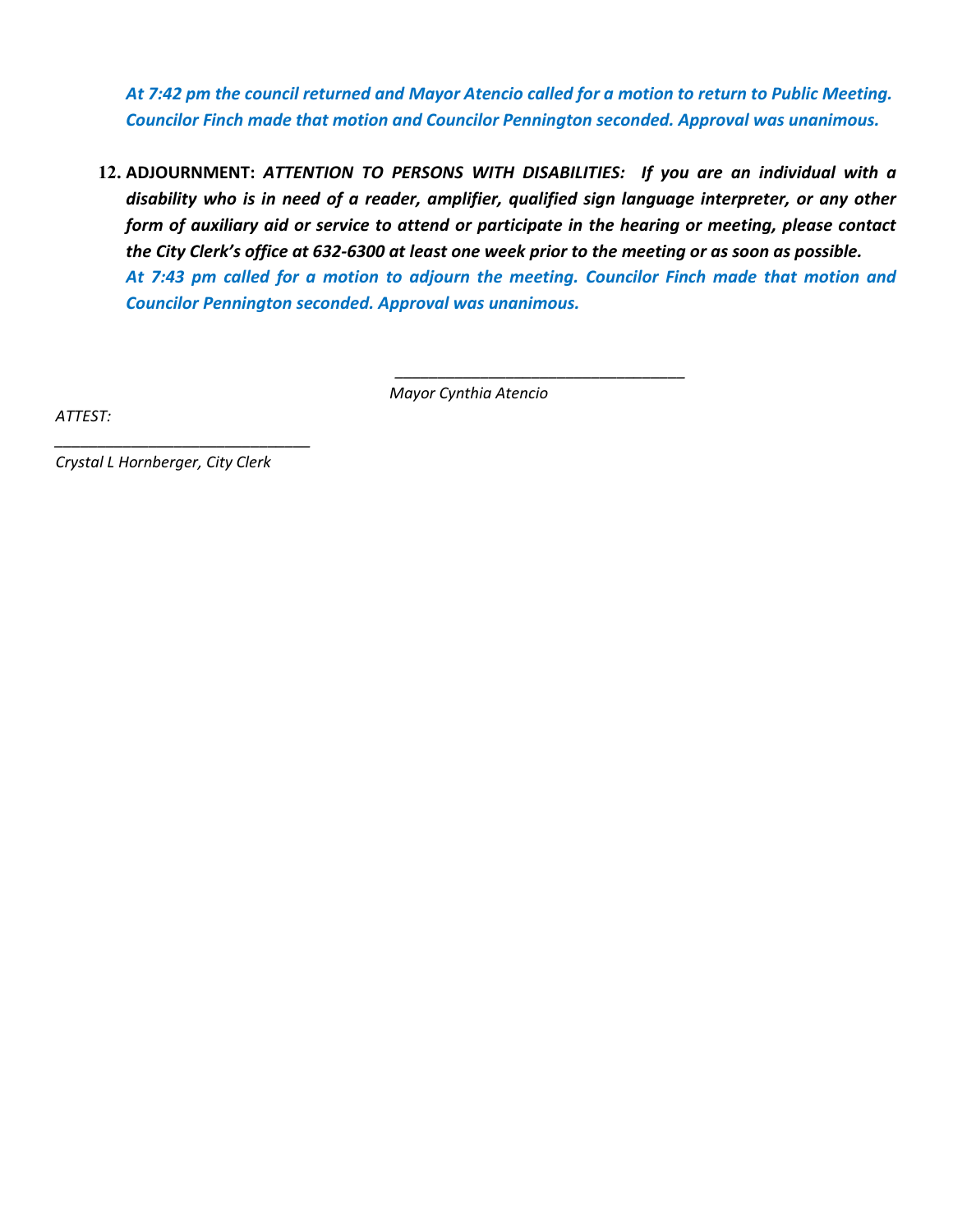*At 7:42 pm the council returned and Mayor Atencio called for a motion to return to Public Meeting. Councilor Finch made that motion and Councilor Pennington seconded. Approval was unanimous.*

12. **ADJOURNMENT:** ***ATTENTION TO PERSONS WITH DISABILITIES: If you are an individual with a disability who is in need of a reader, amplifier, qualified sign language interpreter, or any other form of auxiliary aid or service to attend or participate in the hearing or meeting, please contact the City Clerk's office at 632-6300 at least one week prior to the meeting or as soon as possible.***
    *At 7:43 pm called for a motion to adjourn the meeting. Councilor Finch made that motion and Councilor Pennington seconded. Approval was unanimous.*

\_\_\_\_\_\_\_\_\_\_\_\_\_\_\_\_\_\_\_\_\_\_\_\_\_\_\_\_\_\_\_\_\_\_
*Mayor Cynthia Atencio*

*ATTEST:*

\_\_\_\_\_\_\_\_\_\_\_\_\_\_\_\_\_\_\_\_\_\_\_\_\_\_\_\_\_\_
*Crystal L Hornberger, City Clerk*